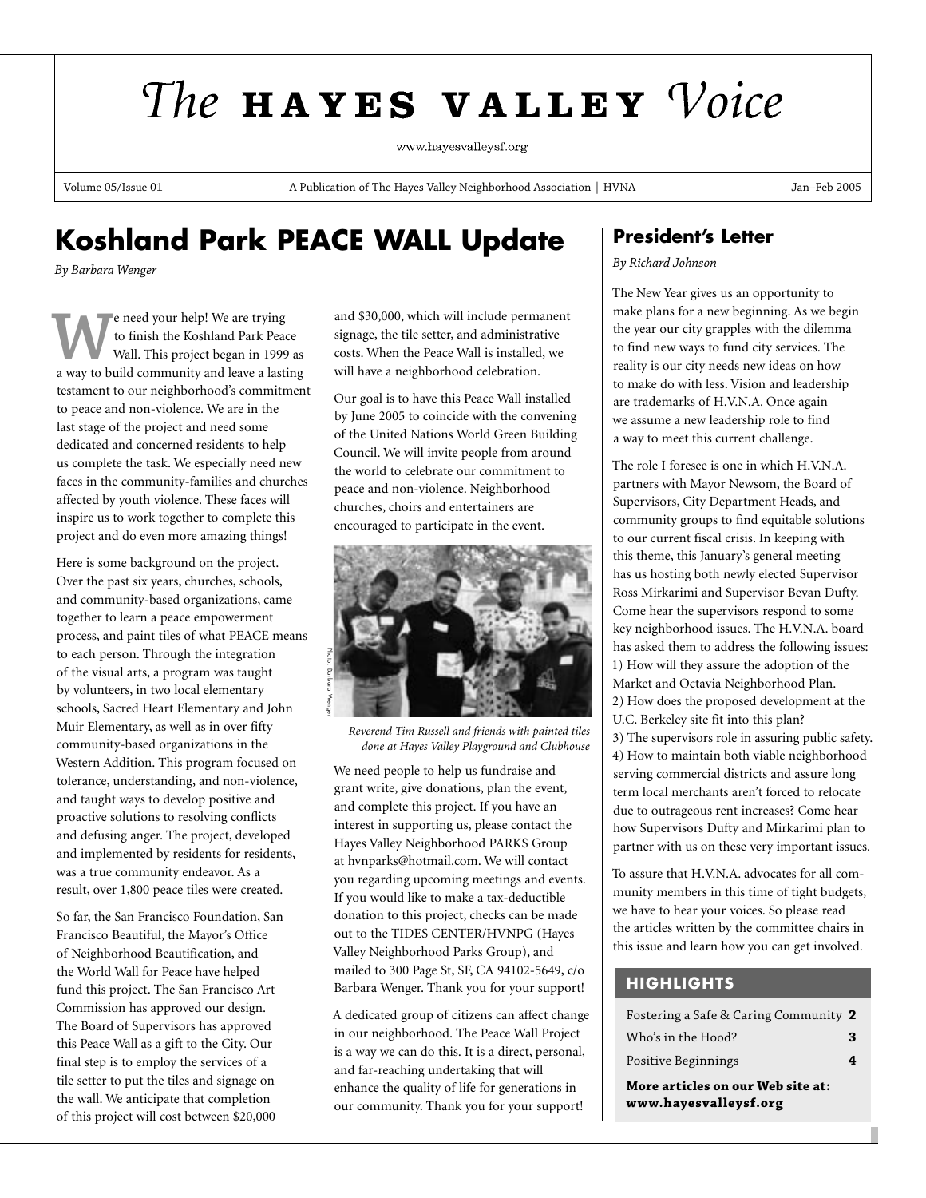# The HAYES VALLEY Voice

www.hayesvalleysf.org

Volume 05/Issue 01 | A Publication of The Hayes Valley Neighborhood Association | HVNA | Jan–Feb 2005

## Koshland Park PEACE WALL Update

*By Barbara Wenger*

We need your help! We are trying to finish the Koshland Park Peace Wall. This project began in 1999 as a way to build community and leave a lasting testament to our neighborhood's commitment to peace and non-violence. We are in the last stage of the project and need some dedicated and concerned residents to help us complete the task. We especially need new faces in the community-families and churches affected by youth violence. These faces will inspire us to work together to complete this project and do even more amazing things!

Here is some background on the project. Over the past six years, churches, schools, and community-based organizations, came together to learn a peace empowerment process, and paint tiles of what PEACE means to each person. Through the integration of the visual arts, a program was taught by volunteers, in two local elementary schools, Sacred Heart Elementary and John Muir Elementary, as well as in over fifty community-based organizations in the Western Addition. This program focused on tolerance, understanding, and non-violence, and taught ways to develop positive and proactive solutions to resolving conflicts and defusing anger. The project, developed and implemented by residents for residents, was a true community endeavor. As a result, over 1,800 peace tiles were created.

So far, the San Francisco Foundation, San Francisco Beautiful, the Mayor's Office of Neighborhood Beautification, and the World Wall for Peace have helped fund this project. The San Francisco Art Commission has approved our design. The Board of Supervisors has approved this Peace Wall as a gift to the City. Our final step is to employ the services of a tile setter to put the tiles and signage on the wall. We anticipate that completion of this project will cost between $20,000 and $30,000, which will include permanent signage, the tile setter, and administrative costs. When the Peace Wall is installed, we will have a neighborhood celebration.

Our goal is to have this Peace Wall installed by June 2005 to coincide with the convening of the United Nations World Green Building Council. We will invite people from around the world to celebrate our commitment to peace and non-violence. Neighborhood churches, choirs and entertainers are encouraged to participate in the event.

Photo: Barbara Wenger

*Reverend Tim Russell and friends with painted tiles done at Hayes Valley Playground and Clubhouse*

We need people to help us fundraise and grant write, give donations, plan the event, and complete this project. If you have an interest in supporting us, please contact the Hayes Valley Neighborhood PARKS Group at hvnparks@hotmail.com. We will contact you regarding upcoming meetings and events. If you would like to make a tax-deductible donation to this project, checks can be made out to the TIDES CENTER/HVNPG (Hayes Valley Neighborhood Parks Group), and mailed to 300 Page St, SF, CA 94102-5649, c/o Barbara Wenger. Thank you for your support!

A dedicated group of citizens can affect change in our neighborhood. The Peace Wall Project is a way we can do this. It is a direct, personal, and far-reaching undertaking that will enhance the quality of life for generations in our community. Thank you for your support!

## President's Letter

*By Richard Johnson*

The New Year gives us an opportunity to make plans for a new beginning. As we begin the year our city grapples with the dilemma to find new ways to fund city services. The reality is our city needs new ideas on how to make do with less. Vision and leadership are trademarks of H.V.N.A. Once again we assume a new leadership role to find a way to meet this current challenge.

The role I foresee is one in which H.V.N.A. partners with Mayor Newsom, the Board of Supervisors, City Department Heads, and community groups to find equitable solutions to our current fiscal crisis. In keeping with this theme, this January's general meeting has us hosting both newly elected Supervisor Ross Mirkarimi and Supervisor Bevan Dufty. Come hear the supervisors respond to some key neighborhood issues. The H.V.N.A. board has asked them to address the following issues:
1) How will they assure the adoption of the Market and Octavia Neighborhood Plan.
2) How does the proposed development at the U.C. Berkeley site fit into this plan?
3) The supervisors role in assuring public safety.
4) How to maintain both viable neighborhood serving commercial districts and assure long term local merchants aren't forced to relocate due to outrageous rent increases? Come hear how Supervisors Dufty and Mirkarimi plan to partner with us on these very important issues.

To assure that H.V.N.A. advocates for all community members in this time of tight budgets, we have to hear your voices. So please read the articles written by the committee chairs in this issue and learn how you can get involved.

### HIGHLIGHTS

| | |
|---|---|
| Fostering a Safe & Caring Community | **2** |
| Who's in the Hood? | **3** |
| Positive Beginnings | **4** |

**More articles on our Web site at: www.hayesvalleysf.org**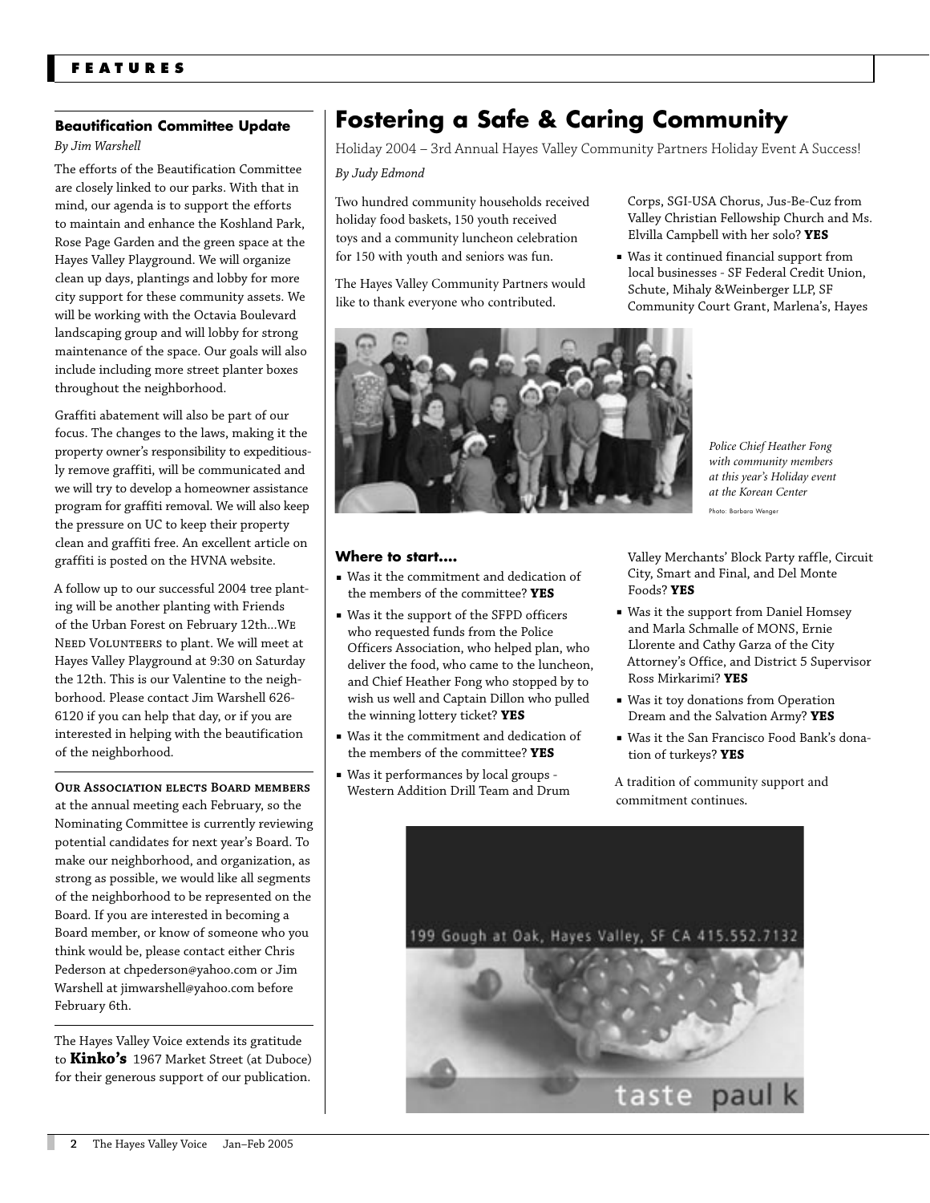## Beautification Committee Update

*By Jim Warshell*

The efforts of the Beautification Committee are closely linked to our parks. With that in mind, our agenda is to support the efforts to maintain and enhance the Koshland Park, Rose Page Garden and the green space at the Hayes Valley Playground. We will organize clean up days, plantings and lobby for more city support for these community assets. We will be working with the Octavia Boulevard landscaping group and will lobby for strong maintenance of the space. Our goals will also include including more street planter boxes throughout the neighborhood.

Graffiti abatement will also be part of our focus. The changes to the laws, making it the property owner's responsibility to expeditiously remove graffiti, will be communicated and we will try to develop a homeowner assistance program for graffiti removal. We will also keep the pressure on UC to keep their property clean and graffiti free. An excellent article on graffiti is posted on the HVNA website.

A follow up to our successful 2004 tree planting will be another planting with Friends of the Urban Forest on February 12th...WE NEED VOLUNTEERS to plant. We will meet at Hayes Valley Playground at 9:30 on Saturday the 12th. This is our Valentine to the neighborhood. Please contact Jim Warshell 626-6120 if you can help that day, or if you are interested in helping with the beautification of the neighborhood.

**OUR ASSOCIATION ELECTS BOARD MEMBERS** at the annual meeting each February, so the Nominating Committee is currently reviewing potential candidates for next year's Board. To make our neighborhood, and organization, as strong as possible, we would like all segments of the neighborhood to be represented on the Board. If you are interested in becoming a Board member, or know of someone who you think would be, please contact either Chris Pederson at chpederson@yahoo.com or Jim Warshell at jimwarshell@yahoo.com before February 6th.

The Hayes Valley Voice extends its gratitude to **Kinko's** 1967 Market Street (at Duboce) for their generous support of our publication.

# Fostering a Safe & Caring Community

Holiday 2004 – 3rd Annual Hayes Valley Community Partners Holiday Event A Success!

*By Judy Edmond*

Two hundred community households received holiday food baskets, 150 youth received toys and a community luncheon celebration for 150 with youth and seniors was fun.

The Hayes Valley Community Partners would like to thank everyone who contributed.

*Police Chief Heather Fong with community members at this year's Holiday event at the Korean Center*

Photo: Barbara Wenger

### Where to start....

- Was it the commitment and dedication of the members of the committee? **YES**
- Was it the support of the SFPD officers who requested funds from the Police Officers Association, who helped plan, who deliver the food, who came to the luncheon, and Chief Heather Fong who stopped by to wish us well and Captain Dillon who pulled the winning lottery ticket? **YES**
- Was it the commitment and dedication of the members of the committee? **YES**
- Was it performances by local groups - Western Addition Drill Team and Drum Corps, SGI-USA Chorus, Jus-Be-Cuz from Valley Christian Fellowship Church and Ms. Elvilla Campbell with her solo? **YES**
- Was it continued financial support from local businesses - SF Federal Credit Union, Schute, Mihaly &Weinberger LLP, SF Community Court Grant, Marlena's, Hayes Valley Merchants' Block Party raffle, Circuit City, Smart and Final, and Del Monte Foods? **YES**
- Was it the support from Daniel Homsey and Marla Schmalle of MONS, Ernie Llorente and Cathy Garza of the City Attorney's Office, and District 5 Supervisor Ross Mirkarimi? **YES**
- Was it toy donations from Operation Dream and the Salvation Army? **YES**
- Was it the San Francisco Food Bank's donation of turkeys? **YES**

A tradition of community support and commitment continues.

199 Gough at Oak, Hayes Valley, SF CA 415.552.7132

taste paul k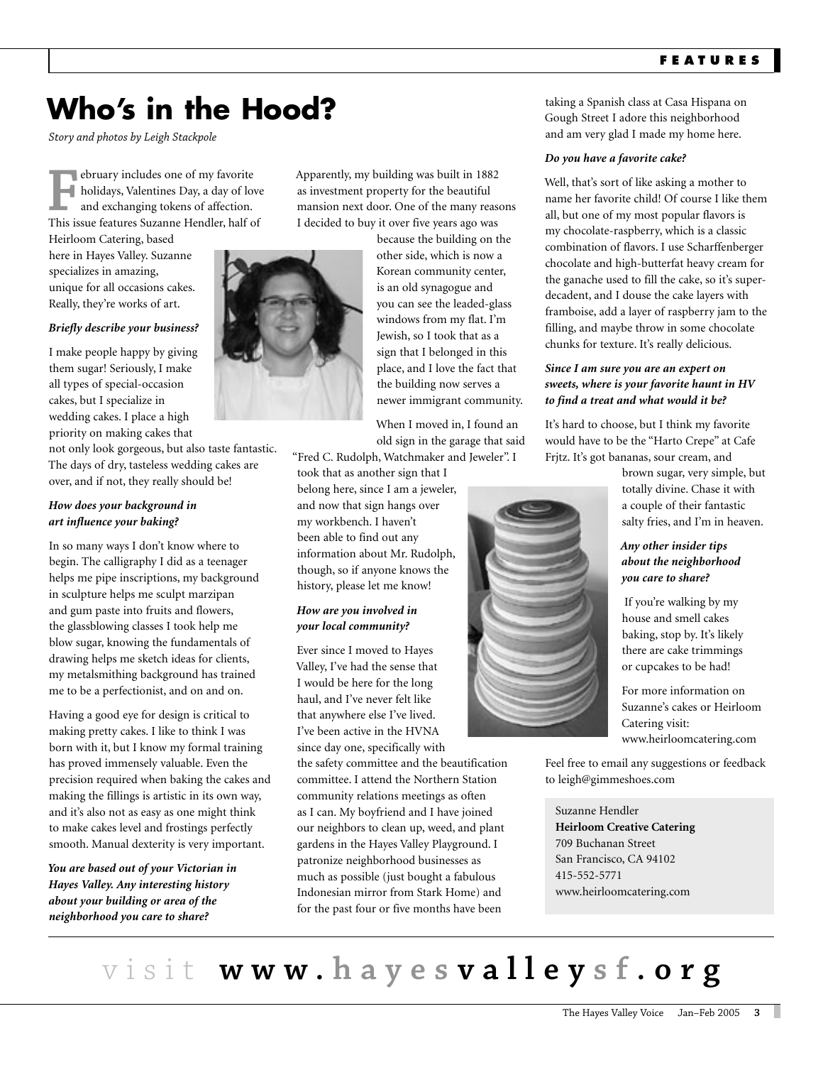# Who's in the Hood?

*Story and photos by Leigh Stackpole*

February includes one of my favorite holidays, Valentines Day, a day of love and exchanging tokens of affection. This issue features Suzanne Hendler, half of Heirloom Catering, based here in Hayes Valley. Suzanne specializes in amazing, unique for all occasions cakes. Really, they're works of art.

***Briefly describe your business?***

I make people happy by giving them sugar! Seriously, I make all types of special-occasion cakes, but I specialize in wedding cakes. I place a high priority on making cakes that not only look gorgeous, but also taste fantastic. The days of dry, tasteless wedding cakes are over, and if not, they really should be!

***How does your background in art influence your baking?***

In so many ways I don't know where to begin. The calligraphy I did as a teenager helps me pipe inscriptions, my background in sculpture helps me sculpt marzipan and gum paste into fruits and flowers, the glassblowing classes I took help me blow sugar, knowing the fundamentals of drawing helps me sketch ideas for clients, my metalsmithing background has trained me to be a perfectionist, and on and on.

Having a good eye for design is critical to making pretty cakes. I like to think I was born with it, but I know my formal training has proved immensely valuable. Even the precision required when baking the cakes and making the fillings is artistic in its own way, and it's also not as easy as one might think to make cakes level and frostings perfectly smooth. Manual dexterity is very important.

***You are based out of your Victorian in Hayes Valley. Any interesting history about your building or area of the neighborhood you care to share?***

Apparently, my building was built in 1882 as investment property for the beautiful mansion next door. One of the many reasons I decided to buy it over five years ago was because the building on the other side, which is now a Korean community center, is an old synagogue and you can see the leaded-glass windows from my flat. I'm Jewish, so I took that as a sign that I belonged in this place, and I love the fact that the building now serves a newer immigrant community.

When I moved in, I found an old sign in the garage that said "Fred C. Rudolph, Watchmaker and Jeweler". I took that as another sign that I belong here, since I am a jeweler, and now that sign hangs over my workbench. I haven't been able to find out any information about Mr. Rudolph, though, so if anyone knows the history, please let me know!

***How are you involved in your local community?***

Ever since I moved to Hayes Valley, I've had the sense that I would be here for the long haul, and I've never felt like that anywhere else I've lived. I've been active in the HVNA since day one, specifically with the safety committee and the beautification committee. I attend the Northern Station community relations meetings as often as I can. My boyfriend and I have joined our neighbors to clean up, weed, and plant gardens in the Hayes Valley Playground. I patronize neighborhood businesses as much as possible (just bought a fabulous Indonesian mirror from Stark Home) and for the past four or five months have been taking a Spanish class at Casa Hispana on Gough Street I adore this neighborhood and am very glad I made my home here.

***Do you have a favorite cake?***

Well, that's sort of like asking a mother to name her favorite child! Of course I like them all, but one of my most popular flavors is my chocolate-raspberry, which is a classic combination of flavors. I use Scharffenberger chocolate and high-butterfat heavy cream for the ganache used to fill the cake, so it's super-decadent, and I douse the cake layers with framboise, add a layer of raspberry jam to the filling, and maybe throw in some chocolate chunks for texture. It's really delicious.

***Since I am sure you are an expert on sweets, where is your favorite haunt in HV to find a treat and what would it be?***

It's hard to choose, but I think my favorite would have to be the "Harto Crepe" at Cafe Frjtz. It's got bananas, sour cream, and brown sugar, very simple, but totally divine. Chase it with a couple of their fantastic salty fries, and I'm in heaven.

***Any other insider tips about the neighborhood you care to share?***

If you're walking by my house and smell cakes baking, stop by. It's likely there are cake trimmings or cupcakes to be had!

For more information on Suzanne's cakes or Heirloom Catering visit: www.heirloomcatering.com

Feel free to email any suggestions or feedback to leigh@gimmeshoes.com

Suzanne Hendler
**Heirloom Creative Catering**
709 Buchanan Street
San Francisco, CA 94102
415-552-5771
www.heirloomcatering.com

visit **www.hayesvalleysf.org**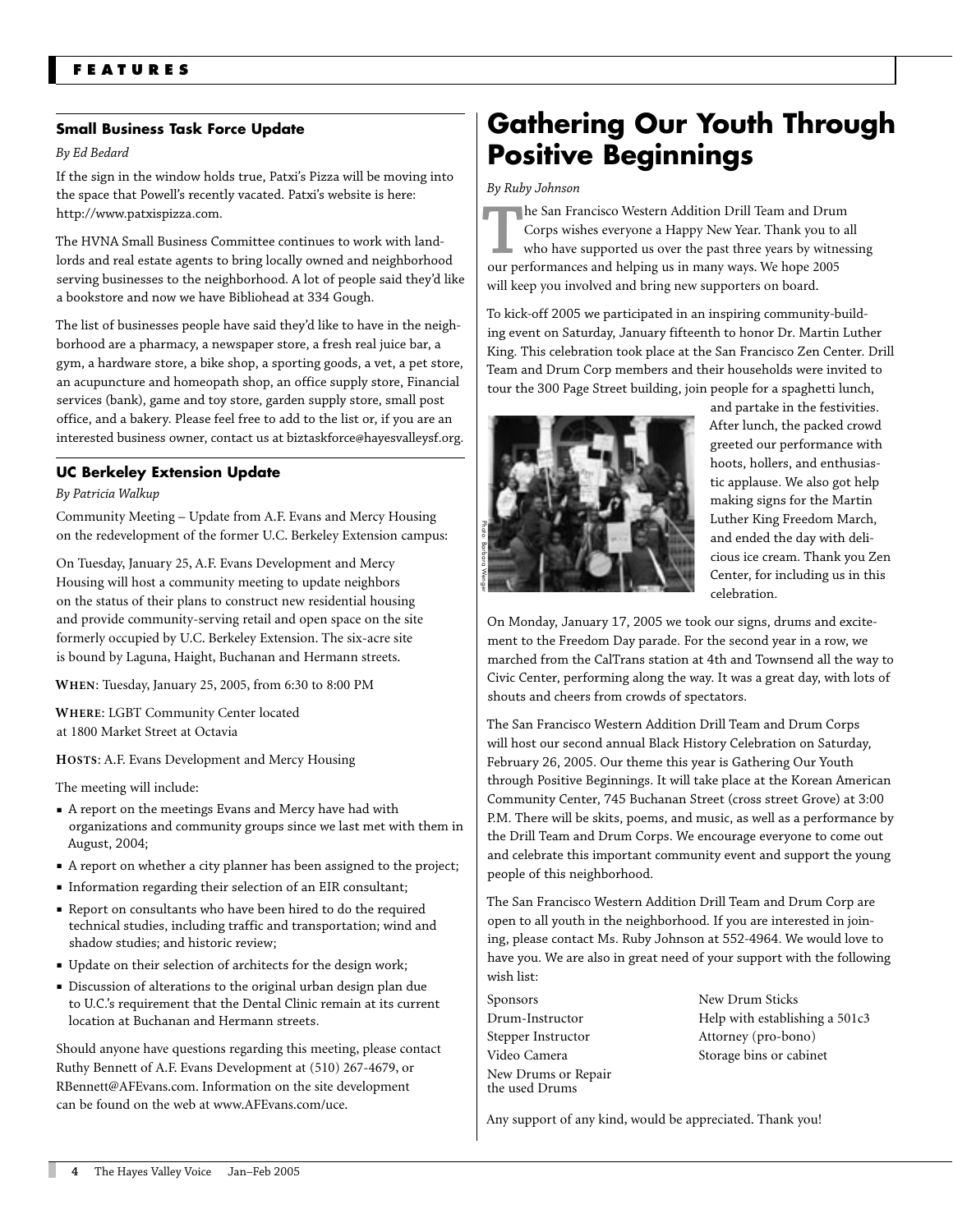## Small Business Task Force Update

*By Ed Bedard*

If the sign in the window holds true, Patxi's Pizza will be moving into the space that Powell's recently vacated. Patxi's website is here: http://www.patxispizza.com.

The HVNA Small Business Committee continues to work with landlords and real estate agents to bring locally owned and neighborhood serving businesses to the neighborhood. A lot of people said they'd like a bookstore and now we have Bibliohead at 334 Gough.

The list of businesses people have said they'd like to have in the neighborhood are a pharmacy, a newspaper store, a fresh real juice bar, a gym, a hardware store, a bike shop, a sporting goods, a vet, a pet store, an acupuncture and homeopath shop, an office supply store, Financial services (bank), game and toy store, garden supply store, small post office, and a bakery. Please feel free to add to the list or, if you are an interested business owner, contact us at biztaskforce@hayesvalleysf.org.

## UC Berkeley Extension Update

*By Patricia Walkup*

Community Meeting – Update from A.F. Evans and Mercy Housing on the redevelopment of the former U.C. Berkeley Extension campus:

On Tuesday, January 25, A.F. Evans Development and Mercy Housing will host a community meeting to update neighbors on the status of their plans to construct new residential housing and provide community-serving retail and open space on the site formerly occupied by U.C. Berkeley Extension. The six-acre site is bound by Laguna, Haight, Buchanan and Hermann streets.

**When**: Tuesday, January 25, 2005, from 6:30 to 8:00 PM

**Where**: LGBT Community Center located at 1800 Market Street at Octavia

**Hosts**: A.F. Evans Development and Mercy Housing

The meeting will include:

- A report on the meetings Evans and Mercy have had with organizations and community groups since we last met with them in August, 2004;
- A report on whether a city planner has been assigned to the project;
- Information regarding their selection of an EIR consultant;
- Report on consultants who have been hired to do the required technical studies, including traffic and transportation; wind and shadow studies; and historic review;
- Update on their selection of architects for the design work;
- Discussion of alterations to the original urban design plan due to U.C.'s requirement that the Dental Clinic remain at its current location at Buchanan and Hermann streets.

Should anyone have questions regarding this meeting, please contact Ruthy Bennett of A.F. Evans Development at (510) 267-4679, or RBennett@AFEvans.com. Information on the site development can be found on the web at www.AFEvans.com/uce.

# Gathering Our Youth Through Positive Beginnings

*By Ruby Johnson*

The San Francisco Western Addition Drill Team and Drum Corps wishes everyone a Happy New Year. Thank you to all who have supported us over the past three years by witnessing our performances and helping us in many ways. We hope 2005 will keep you involved and bring new supporters on board.

To kick-off 2005 we participated in an inspiring community-building event on Saturday, January fifteenth to honor Dr. Martin Luther King. This celebration took place at the San Francisco Zen Center. Drill Team and Drum Corp members and their households were invited to tour the 300 Page Street building, join people for a spaghetti lunch, and partake in the festivities. After lunch, the packed crowd greeted our performance with hoots, hollers, and enthusiastic applause. We also got help making signs for the Martin Luther King Freedom March, and ended the day with delicious ice cream. Thank you Zen Center, for including us in this celebration.

Photo: Barbara Wenger

On Monday, January 17, 2005 we took our signs, drums and excitement to the Freedom Day parade. For the second year in a row, we marched from the CalTrans station at 4th and Townsend all the way to Civic Center, performing along the way. It was a great day, with lots of shouts and cheers from crowds of spectators.

The San Francisco Western Addition Drill Team and Drum Corps will host our second annual Black History Celebration on Saturday, February 26, 2005. Our theme this year is Gathering Our Youth through Positive Beginnings. It will take place at the Korean American Community Center, 745 Buchanan Street (cross street Grove) at 3:00 P.M. There will be skits, poems, and music, as well as a performance by the Drill Team and Drum Corps. We encourage everyone to come out and celebrate this important community event and support the young people of this neighborhood.

The San Francisco Western Addition Drill Team and Drum Corp are open to all youth in the neighborhood. If you are interested in joining, please contact Ms. Ruby Johnson at 552-4964. We would love to have you. We are also in great need of your support with the following wish list:

- Sponsors
- Drum-Instructor
- Stepper Instructor
- Video Camera
- New Drums or Repair the used Drums
- New Drum Sticks
- Help with establishing a 501c3
- Attorney (pro-bono)
- Storage bins or cabinet

Any support of any kind, would be appreciated. Thank you!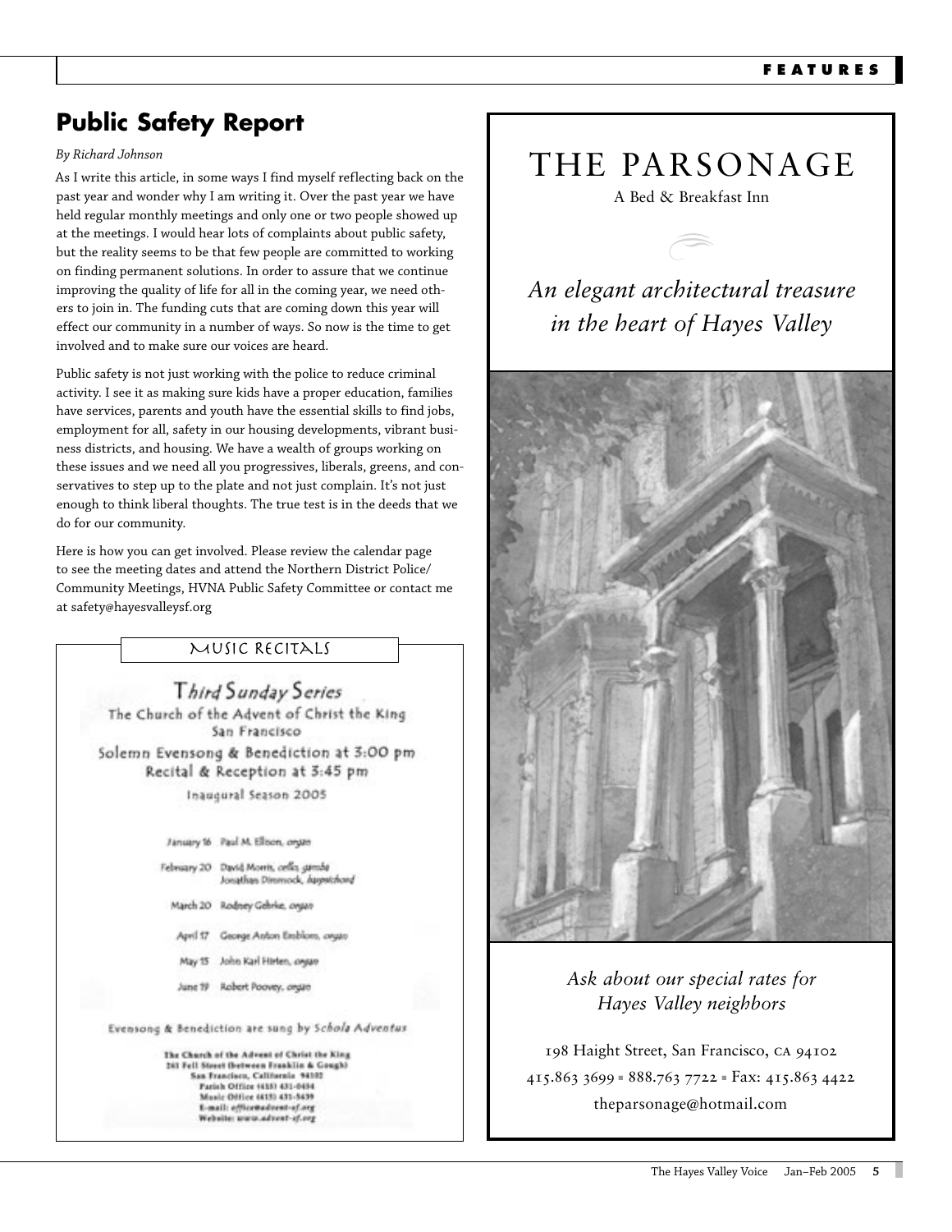## Public Safety Report

*By Richard Johnson*

As I write this article, in some ways I find myself reflecting back on the past year and wonder why I am writing it. Over the past year we have held regular monthly meetings and only one or two people showed up at the meetings. I would hear lots of complaints about public safety, but the reality seems to be that few people are committed to working on finding permanent solutions. In order to assure that we continue improving the quality of life for all in the coming year, we need others to join in. The funding cuts that are coming down this year will effect our community in a number of ways. So now is the time to get involved and to make sure our voices are heard.

Public safety is not just working with the police to reduce criminal activity. I see it as making sure kids have a proper education, families have services, parents and youth have the essential skills to find jobs, employment for all, safety in our housing developments, vibrant business districts, and housing. We have a wealth of groups working on these issues and we need all you progressives, liberals, greens, and conservatives to step up to the plate and not just complain. It's not just enough to think liberal thoughts. The true test is in the deeds that we do for our community.

Here is how you can get involved. Please review the calendar page to see the meeting dates and attend the Northern District Police/Community Meetings, HVNA Public Safety Committee or contact me at safety@hayesvalleysf.org

### Music Recitals

**Third Sunday Series**

The Church of the Advent of Christ the King
San Francisco

Solemn Evensong & Benediction at 3:00 pm
Recital & Reception at 3:45 pm

Inaugural Season 2005

- January 16 — Paul M. Ellison, *organ*
- February 20 — David Morris, *cello, gamba*; Jonathan Dimmock, *harpsichord*
- March 20 — Rodney Gehrke, *organ*
- April 17 — George Anton Emblom, *organ*
- May 15 — John Karl Hirten, *organ*
- June 19 — Robert Poovey, *organ*

Evensong & Benediction are sung by *Schola Adventus*

The Church of the Advent of Christ the King
261 Fell Street (between Franklin & Gough)
San Francisco, California 94102
Parish Office (415) 431-0454
Music Office (415) 431-5439
E-mail: office@advent-sf.org
Website: www.advent-sf.org

# THE PARSONAGE

A Bed & Breakfast Inn

*An elegant architectural treasure in the heart of Hayes Valley*

*Ask about our special rates for Hayes Valley neighbors*

198 Haight Street, San Francisco, CA 94102
415.863 3699 ▪ 888.763 7722 ▪ Fax: 415.863 4422
theparsonage@hotmail.com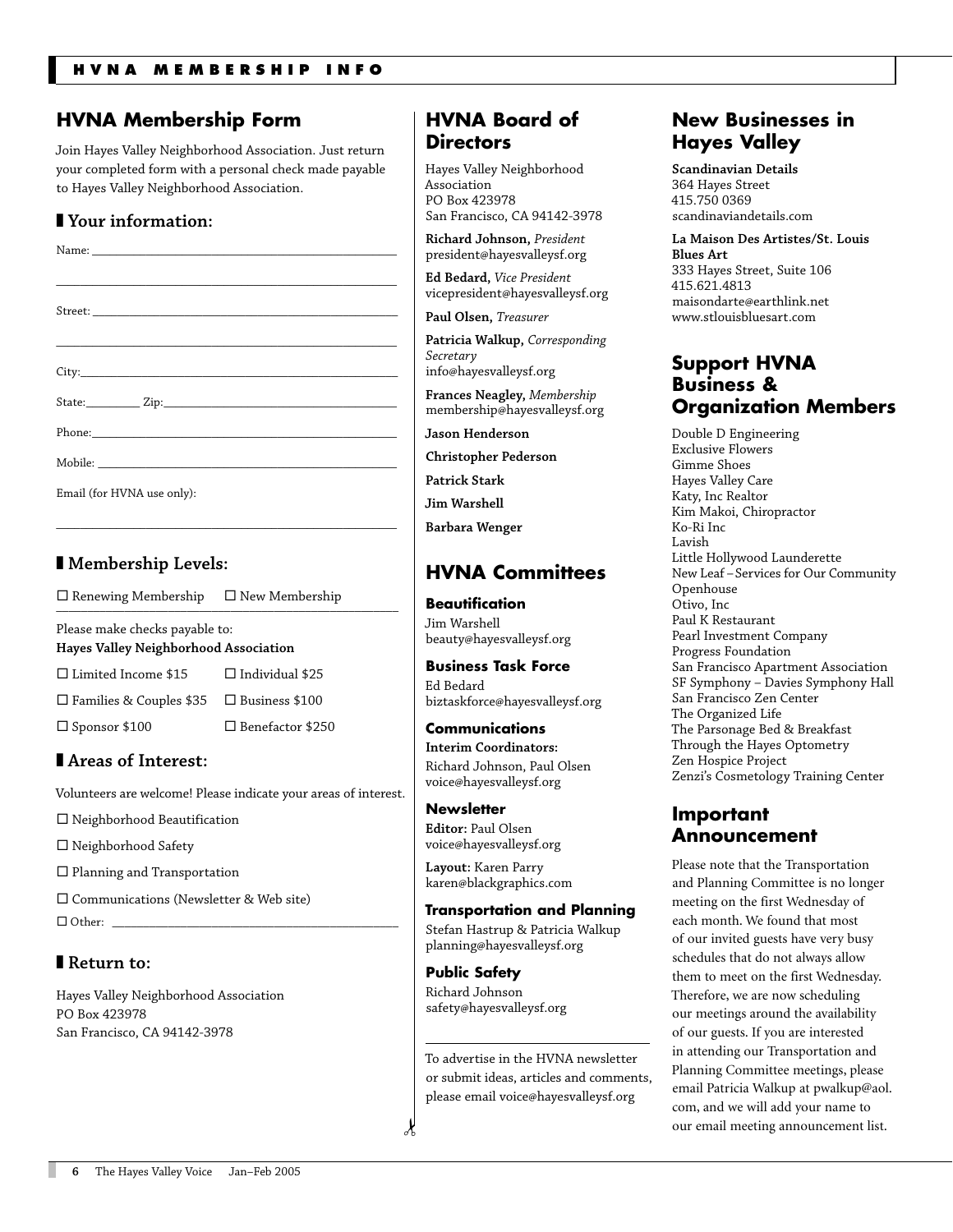## HVNA Membership Form

Join Hayes Valley Neighborhood Association. Just return your completed form with a personal check made payable to Hayes Valley Neighborhood Association.

### Your information:

Name: ____________________________________________

____________________________________________

Street: ____________________________________________

____________________________________________

City: ____________________________________________

State: ________ Zip: ________________________________

Phone: ____________________________________________

Mobile: ____________________________________________

Email (for HVNA use only):

____________________________________________

### Membership Levels:

☐ Renewing Membership ☐ New Membership

Please make checks payable to:
**Hayes Valley Neighborhood Association**

☐ Limited Income $15 ☐ Individual $25

☐ Families & Couples $35 ☐ Business $100

☐ Sponsor $100 ☐ Benefactor $250

### Areas of Interest:

Volunteers are welcome! Please indicate your areas of interest.

☐ Neighborhood Beautification

☐ Neighborhood Safety

☐ Planning and Transportation

☐ Communications (Newsletter & Web site)

☐ Other: ____________________________________________

### Return to:

Hayes Valley Neighborhood Association
PO Box 423978
San Francisco, CA 94142-3978

## HVNA Board of Directors

Hayes Valley Neighborhood Association
PO Box 423978
San Francisco, CA 94142-3978

**Richard Johnson,** *President*
president@hayesvalleysf.org

**Ed Bedard,** *Vice President*
vicepresident@hayesvalleysf.org

**Paul Olsen,** *Treasurer*

**Patricia Walkup,** *Corresponding Secretary*
info@hayesvalleysf.org

**Frances Neagley,** *Membership*
membership@hayesvalleysf.org

**Jason Henderson**

**Christopher Pederson**

**Patrick Stark**

**Jim Warshell**

**Barbara Wenger**

## HVNA Committees

**Beautification**
Jim Warshell
beauty@hayesvalleysf.org

**Business Task Force**
Ed Bedard
biztaskforce@hayesvalleysf.org

**Communications**
**Interim Coordinators:**
Richard Johnson, Paul Olsen
voice@hayesvalleysf.org

**Newsletter**
**Editor:** Paul Olsen
voice@hayesvalleysf.org

**Layout:** Karen Parry
karen@blackgraphics.com

**Transportation and Planning**
Stefan Hastrup & Patricia Walkup
planning@hayesvalleysf.org

**Public Safety**
Richard Johnson
safety@hayesvalleysf.org

To advertise in the HVNA newsletter or submit ideas, articles and comments, please email voice@hayesvalleysf.org

## New Businesses in Hayes Valley

**Scandinavian Details**
364 Hayes Street
415.750 0369
scandinaviandetails.com

**La Maison Des Artistes/St. Louis Blues Art**
333 Hayes Street, Suite 106
415.621.4813
maisondarte@earthlink.net
www.stlouisbluesart.com

## Support HVNA Business & Organization Members

Double D Engineering
Exclusive Flowers
Gimme Shoes
Hayes Valley Care
Katy, Inc Realtor
Kim Makoi, Chiropractor
Ko-Ri Inc
Lavish
Little Hollywood Launderette
New Leaf – Services for Our Community
Openhouse
Otivo, Inc
Paul K Restaurant
Pearl Investment Company
Progress Foundation
San Francisco Apartment Association
SF Symphony – Davies Symphony Hall
San Francisco Zen Center
The Organized Life
The Parsonage Bed & Breakfast
Through the Hayes Optometry
Zen Hospice Project
Zenzi's Cosmetology Training Center

## Important Announcement

Please note that the Transportation and Planning Committee is no longer meeting on the first Wednesday of each month. We found that most of our invited guests have very busy schedules that do not always allow them to meet on the first Wednesday. Therefore, we are now scheduling our meetings around the availability of our guests. If you are interested in attending our Transportation and Planning Committee meetings, please email Patricia Walkup at pwalkup@aol.com, and we will add your name to our email meeting announcement list.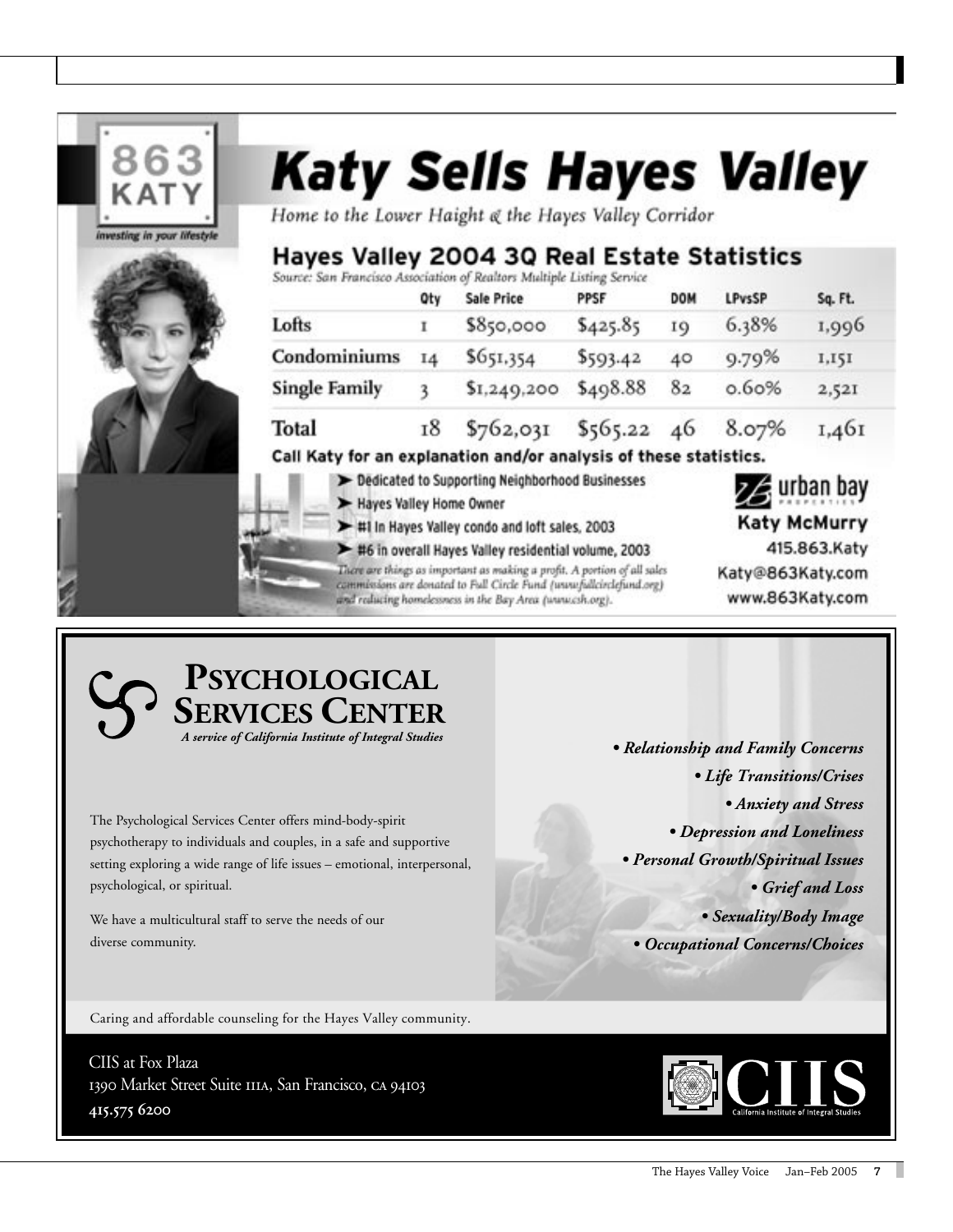863 KATY

*investing in your lifestyle*

# Katy Sells Hayes Valley

*Home to the Lower Haight & the Hayes Valley Corridor*

## Hayes Valley 2004 3Q Real Estate Statistics

*Source: San Francisco Association of Realtors Multiple Listing Service*

| | Qty | Sale Price | PPSF | DOM | LPvsSP | Sq. Ft. |
|---|---|---|---|---|---|---|
| Lofts | 1 | $850,000 | $425.85 | 19 | 6.38% | 1,996 |
| Condominiums | 14 | $651,354 | $593.42 | 40 | 9.79% | 1,151 |
| Single Family | 3 | $1,249,200 | $498.88 | 82 | 0.60% | 2,521 |
| Total | 18 | $762,031 | $565.22 | 46 | 8.07% | 1,461 |

**Call Katy for an explanation and/or analysis of these statistics.**

- Dedicated to Supporting Neighborhood Businesses
- Hayes Valley Home Owner
- #1 In Hayes Valley condo and loft sales, 2003
- #6 in overall Hayes Valley residential volume, 2003

*There are things as important as making a profit. A portion of all sales commissions are donated to Full Circle Fund (www.fullcirclefund.org) and reducing homelessness in the Bay Area (www.csh.org).*

urban bay PROPERTIES

**Katy McMurry**
415.863.Katy
Katy@863Katy.com
www.863Katy.com

---

# Psychological Services Center

*A service of California Institute of Integral Studies*

The Psychological Services Center offers mind-body-spirit psychotherapy to individuals and couples, in a safe and supportive setting exploring a wide range of life issues – emotional, interpersonal, psychological, or spiritual.

We have a multicultural staff to serve the needs of our diverse community.

- ***Relationship and Family Concerns***
- ***Life Transitions/Crises***
- ***Anxiety and Stress***
- ***Depression and Loneliness***
- ***Personal Growth/Spiritual Issues***
- ***Grief and Loss***
- ***Sexuality/Body Image***
- ***Occupational Concerns/Choices***

Caring and affordable counseling for the Hayes Valley community.

CIIS at Fox Plaza
1390 Market Street Suite 111A, San Francisco, CA 94103
**415.575 6200**

CIIS California Institute of Integral Studies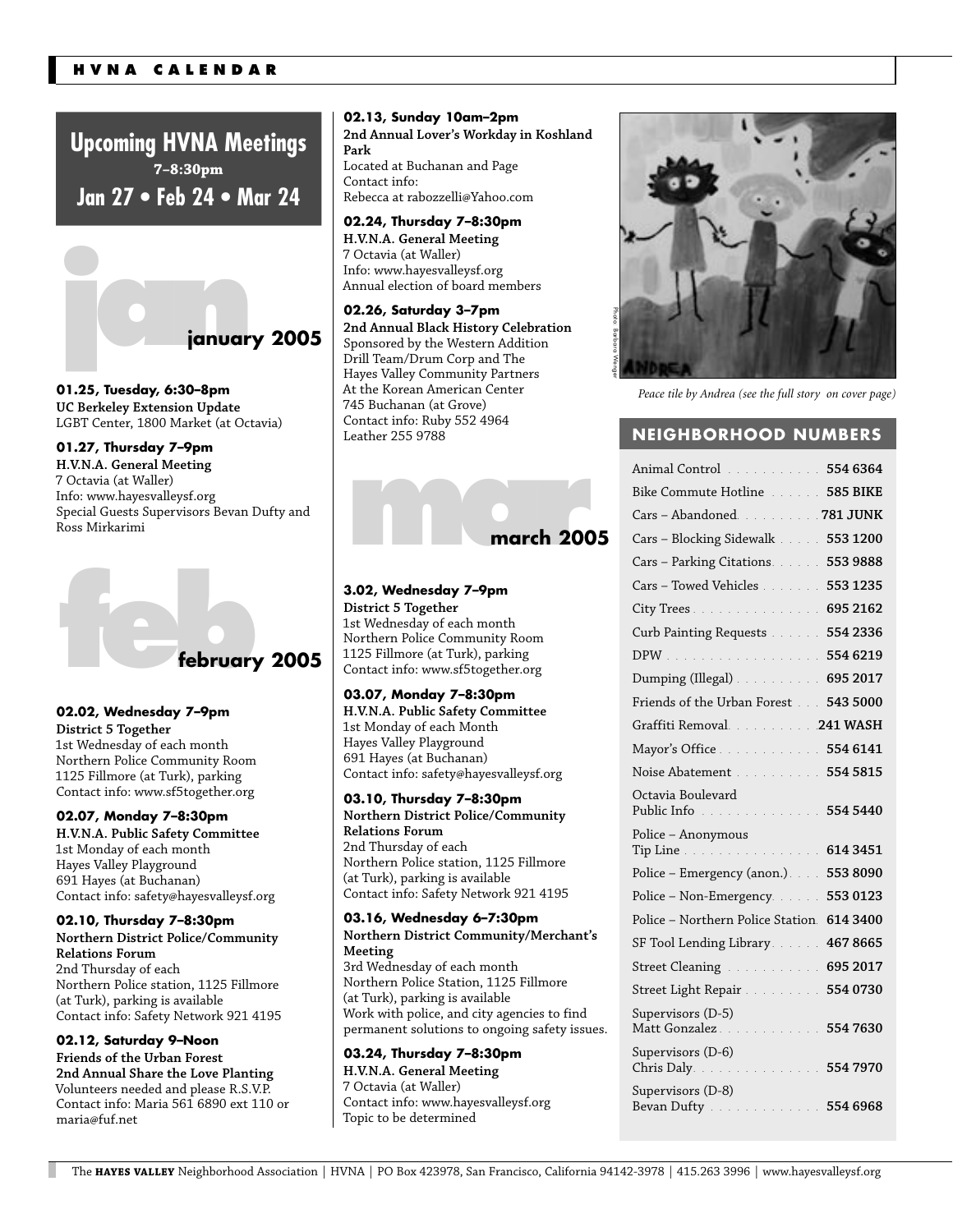## HVNA CALENDAR

## Upcoming HVNA Meetings

**7–8:30pm**

**Jan 27 • Feb 24 • Mar 24**

## january 2005

**01.25, Tuesday, 6:30–8pm**
**UC Berkeley Extension Update**
LGBT Center, 1800 Market (at Octavia)

**01.27, Thursday 7–9pm**
**H.V.N.A. General Meeting**
7 Octavia (at Waller)
Info: www.hayesvalleysf.org
Special Guests Supervisors Bevan Dufty and Ross Mirkarimi

## february 2005

**02.02, Wednesday 7–9pm**
**District 5 Together**
1st Wednesday of each month
Northern Police Community Room
1125 Fillmore (at Turk), parking
Contact info: www.sf5together.org

**02.07, Monday 7–8:30pm**
**H.V.N.A. Public Safety Committee**
1st Monday of each month
Hayes Valley Playground
691 Hayes (at Buchanan)
Contact info: safety@hayesvalleysf.org

**02.10, Thursday 7–8:30pm**
**Northern District Police/Community Relations Forum**
2nd Thursday of each
Northern Police station, 1125 Fillmore (at Turk), parking is available
Contact info: Safety Network 921 4195

**02.12, Saturday 9–Noon**
**Friends of the Urban Forest**
**2nd Annual Share the Love Planting**
Volunteers needed and please R.S.V.P.
Contact info: Maria 561 6890 ext 110 or maria@fuf.net

**02.13, Sunday 10am–2pm**
**2nd Annual Lover's Workday in Koshland Park**
Located at Buchanan and Page
Contact info:
Rebecca at rabozzelli@Yahoo.com

**02.24, Thursday 7–8:30pm**
**H.V.N.A. General Meeting**
7 Octavia (at Waller)
Info: www.hayesvalleysf.org
Annual election of board members

**02.26, Saturday 3–7pm**
**2nd Annual Black History Celebration**
Sponsored by the Western Addition Drill Team/Drum Corp and The Hayes Valley Community Partners
At the Korean American Center
745 Buchanan (at Grove)
Contact info: Ruby 552 4964
Leather 255 9788

## march 2005

**3.02, Wednesday 7–9pm**
**District 5 Together**
1st Wednesday of each month
Northern Police Community Room
1125 Fillmore (at Turk), parking
Contact info: www.sf5together.org

**03.07, Monday 7–8:30pm**
**H.V.N.A. Public Safety Committee**
1st Monday of each Month
Hayes Valley Playground
691 Hayes (at Buchanan)
Contact info: safety@hayesvalleysf.org

**03.10, Thursday 7–8:30pm**
**Northern District Police/Community Relations Forum**
2nd Thursday of each
Northern Police station, 1125 Fillmore (at Turk), parking is available
Contact info: Safety Network 921 4195

**03.16, Wednesday 6–7:30pm**
**Northern District Community/Merchant's Meeting**
3rd Wednesday of each month
Northern Police Station, 1125 Fillmore (at Turk), parking is available
Work with police, and city agencies to find permanent solutions to ongoing safety issues.

**03.24, Thursday 7–8:30pm**
**H.V.N.A. General Meeting**
7 Octavia (at Waller)
Contact info: www.hayesvalleysf.org
Topic to be determined

Photo: Barbara Wenger

*Peace tile by Andrea (see the full story on cover page)*

## NEIGHBORHOOD NUMBERS

| | |
|---|---|
| Animal Control | **554 6364** |
| Bike Commute Hotline | **585 BIKE** |
| Cars – Abandoned | **781 JUNK** |
| Cars – Blocking Sidewalk | **553 1200** |
| Cars – Parking Citations | **553 9888** |
| Cars – Towed Vehicles | **553 1235** |
| City Trees | **695 2162** |
| Curb Painting Requests | **554 2336** |
| DPW | **554 6219** |
| Dumping (Illegal) | **695 2017** |
| Friends of the Urban Forest | **543 5000** |
| Graffiti Removal | **241 WASH** |
| Mayor's Office | **554 6141** |
| Noise Abatement | **554 5815** |
| Octavia Boulevard Public Info | **554 5440** |
| Police – Anonymous Tip Line | **614 3451** |
| Police – Emergency (anon.) | **553 8090** |
| Police – Non-Emergency | **553 0123** |
| Police – Northern Police Station | **614 3400** |
| SF Tool Lending Library | **467 8665** |
| Street Cleaning | **695 2017** |
| Street Light Repair | **554 0730** |
| Supervisors (D-5) Matt Gonzalez | **554 7630** |
| Supervisors (D-6) Chris Daly | **554 7970** |
| Supervisors (D-8) Bevan Dufty | **554 6968** |

The **HAYES VALLEY** Neighborhood Association | HVNA | PO Box 423978, San Francisco, California 94142-3978 | 415.263 3996 | www.hayesvalleysf.org